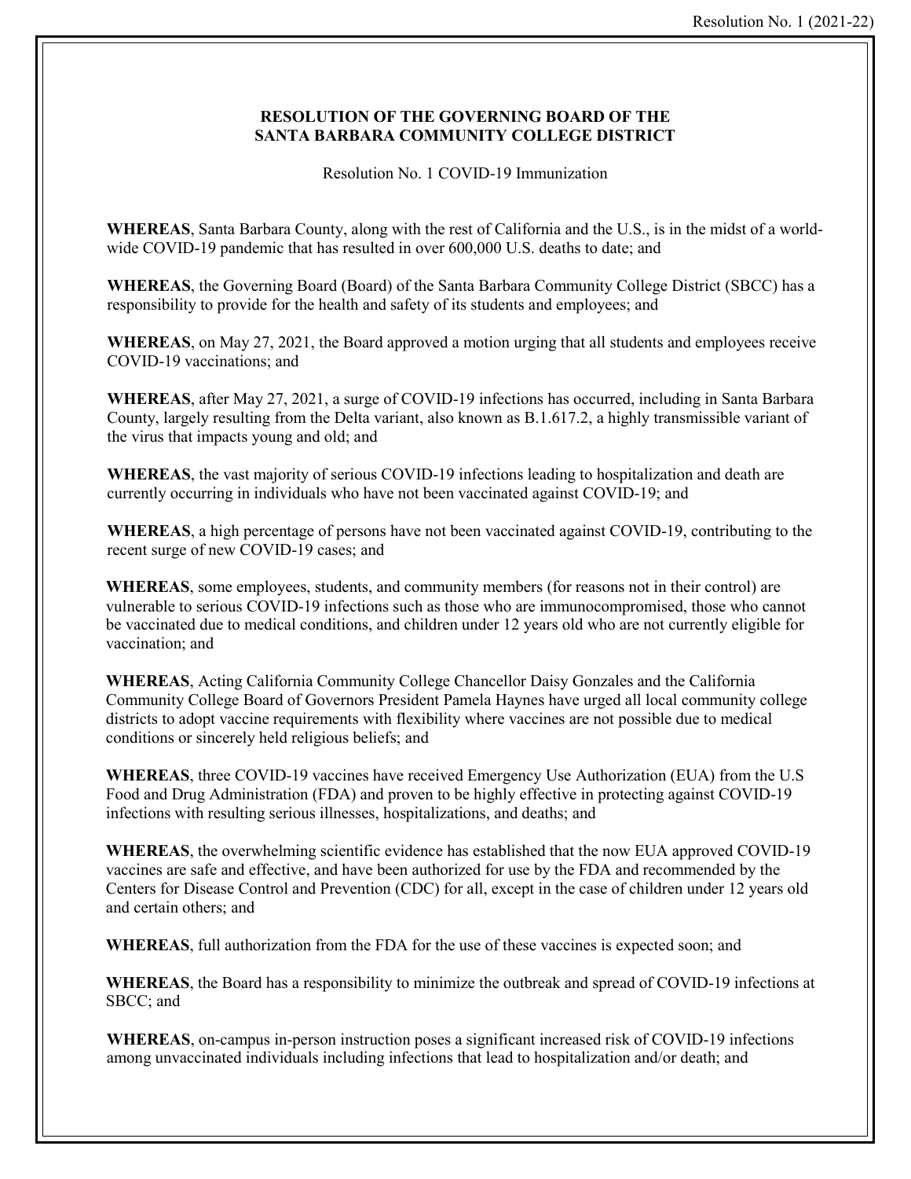**RESOLUTION OF THE GOVERNING BOARD OF THE SANTA BARBARA COMMUNITY COLLEGE DISTRICT**

Resolution No. 1 COVID-19 Immunization

**WHEREAS**, Santa Barbara County, along with the rest of California and the U.S., is in the midst of a world-wide COVID-19 pandemic that has resulted in over 600,000 U.S. deaths to date; and

**WHEREAS**, the Governing Board (Board) of the Santa Barbara Community College District (SBCC) has a responsibility to provide for the health and safety of its students and employees; and

**WHEREAS**, on May 27, 2021, the Board approved a motion urging that all students and employees receive COVID-19 vaccinations; and

**WHEREAS**, after May 27, 2021, a surge of COVID-19 infections has occurred, including in Santa Barbara County, largely resulting from the Delta variant, also known as B.1.617.2, a highly transmissible variant of the virus that impacts young and old; and

**WHEREAS**, the vast majority of serious COVID-19 infections leading to hospitalization and death are currently occurring in individuals who have not been vaccinated against COVID-19; and

**WHEREAS**, a high percentage of persons have not been vaccinated against COVID-19, contributing to the recent surge of new COVID-19 cases; and

**WHEREAS**, some employees, students, and community members (for reasons not in their control) are vulnerable to serious COVID-19 infections such as those who are immunocompromised, those who cannot be vaccinated due to medical conditions, and children under 12 years old who are not currently eligible for vaccination; and

**WHEREAS**, Acting California Community College Chancellor Daisy Gonzales and the California Community College Board of Governors President Pamela Haynes have urged all local community college districts to adopt vaccine requirements with flexibility where vaccines are not possible due to medical conditions or sincerely held religious beliefs; and

**WHEREAS**, three COVID-19 vaccines have received Emergency Use Authorization (EUA) from the U.S Food and Drug Administration (FDA) and proven to be highly effective in protecting against COVID-19 infections with resulting serious illnesses, hospitalizations, and deaths; and

**WHEREAS**, the overwhelming scientific evidence has established that the now EUA approved COVID-19 vaccines are safe and effective, and have been authorized for use by the FDA and recommended by the Centers for Disease Control and Prevention (CDC) for all, except in the case of children under 12 years old and certain others; and

**WHEREAS**, full authorization from the FDA for the use of these vaccines is expected soon; and

**WHEREAS**, the Board has a responsibility to minimize the outbreak and spread of COVID-19 infections at SBCC; and

**WHEREAS**, on-campus in-person instruction poses a significant increased risk of COVID-19 infections among unvaccinated individuals including infections that lead to hospitalization and/or death; and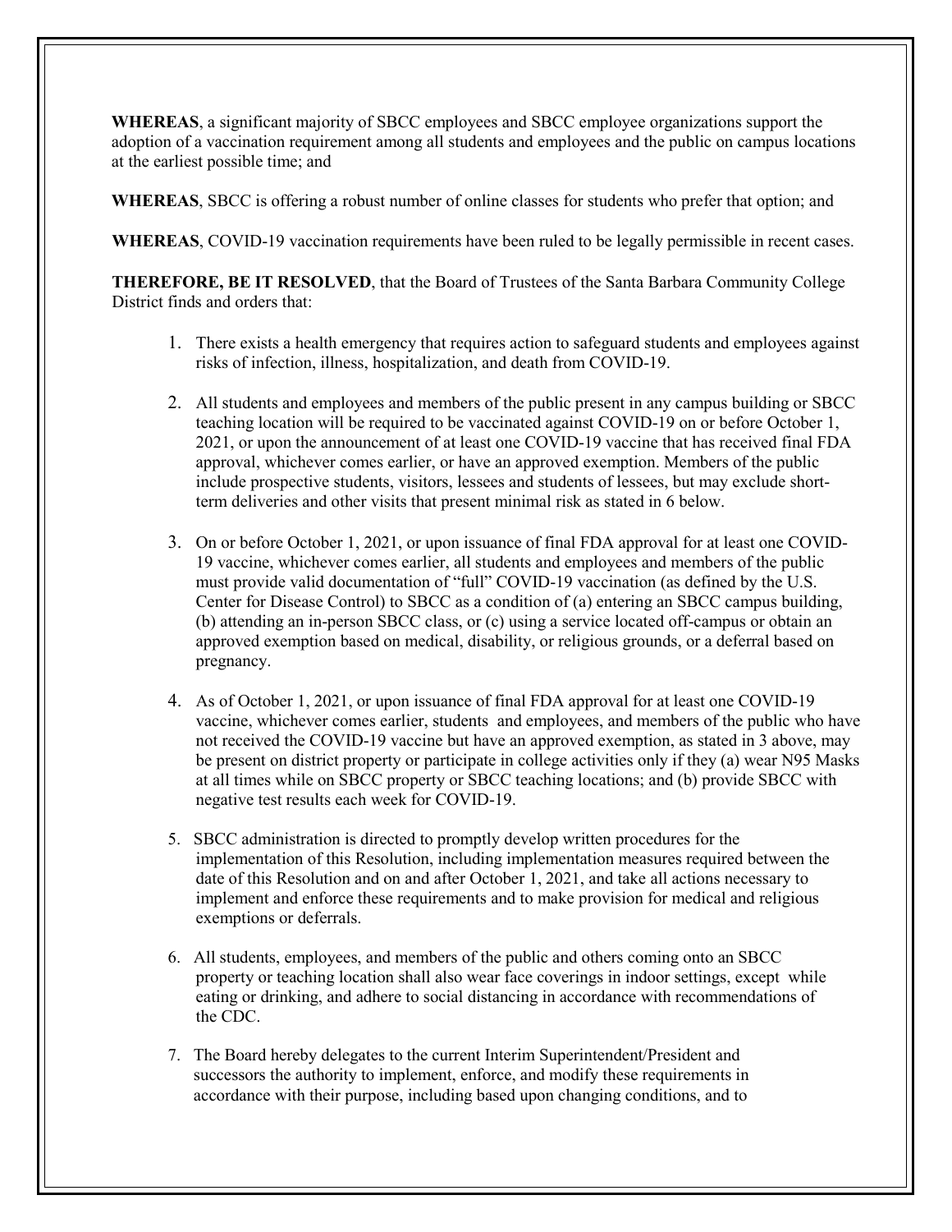**WHEREAS**, a significant majority of SBCC employees and SBCC employee organizations support the adoption of a vaccination requirement among all students and employees and the public on campus locations at the earliest possible time; and

**WHEREAS**, SBCC is offering a robust number of online classes for students who prefer that option; and

**WHEREAS**, COVID-19 vaccination requirements have been ruled to be legally permissible in recent cases.

**THEREFORE, BE IT RESOLVED**, that the Board of Trustees of the Santa Barbara Community College District finds and orders that:

1. There exists a health emergency that requires action to safeguard students and employees against risks of infection, illness, hospitalization, and death from COVID-19.

2. All students and employees and members of the public present in any campus building or SBCC teaching location will be required to be vaccinated against COVID-19 on or before October 1, 2021, or upon the announcement of at least one COVID-19 vaccine that has received final FDA approval, whichever comes earlier, or have an approved exemption. Members of the public include prospective students, visitors, lessees and students of lessees, but may exclude short-term deliveries and other visits that present minimal risk as stated in 6 below.

3. On or before October 1, 2021, or upon issuance of final FDA approval for at least one COVID-19 vaccine, whichever comes earlier, all students and employees and members of the public must provide valid documentation of "full" COVID-19 vaccination (as defined by the U.S. Center for Disease Control) to SBCC as a condition of (a) entering an SBCC campus building, (b) attending an in-person SBCC class, or (c) using a service located off-campus or obtain an approved exemption based on medical, disability, or religious grounds, or a deferral based on pregnancy.

4. As of October 1, 2021, or upon issuance of final FDA approval for at least one COVID-19 vaccine, whichever comes earlier, students and employees, and members of the public who have not received the COVID-19 vaccine but have an approved exemption, as stated in 3 above, may be present on district property or participate in college activities only if they (a) wear N95 Masks at all times while on SBCC property or SBCC teaching locations; and (b) provide SBCC with negative test results each week for COVID-19.

5. SBCC administration is directed to promptly develop written procedures for the implementation of this Resolution, including implementation measures required between the date of this Resolution and on and after October 1, 2021, and take all actions necessary to implement and enforce these requirements and to make provision for medical and religious exemptions or deferrals.

6. All students, employees, and members of the public and others coming onto an SBCC property or teaching location shall also wear face coverings in indoor settings, except while eating or drinking, and adhere to social distancing in accordance with recommendations of the CDC.

7. The Board hereby delegates to the current Interim Superintendent/President and successors the authority to implement, enforce, and modify these requirements in accordance with their purpose, including based upon changing conditions, and to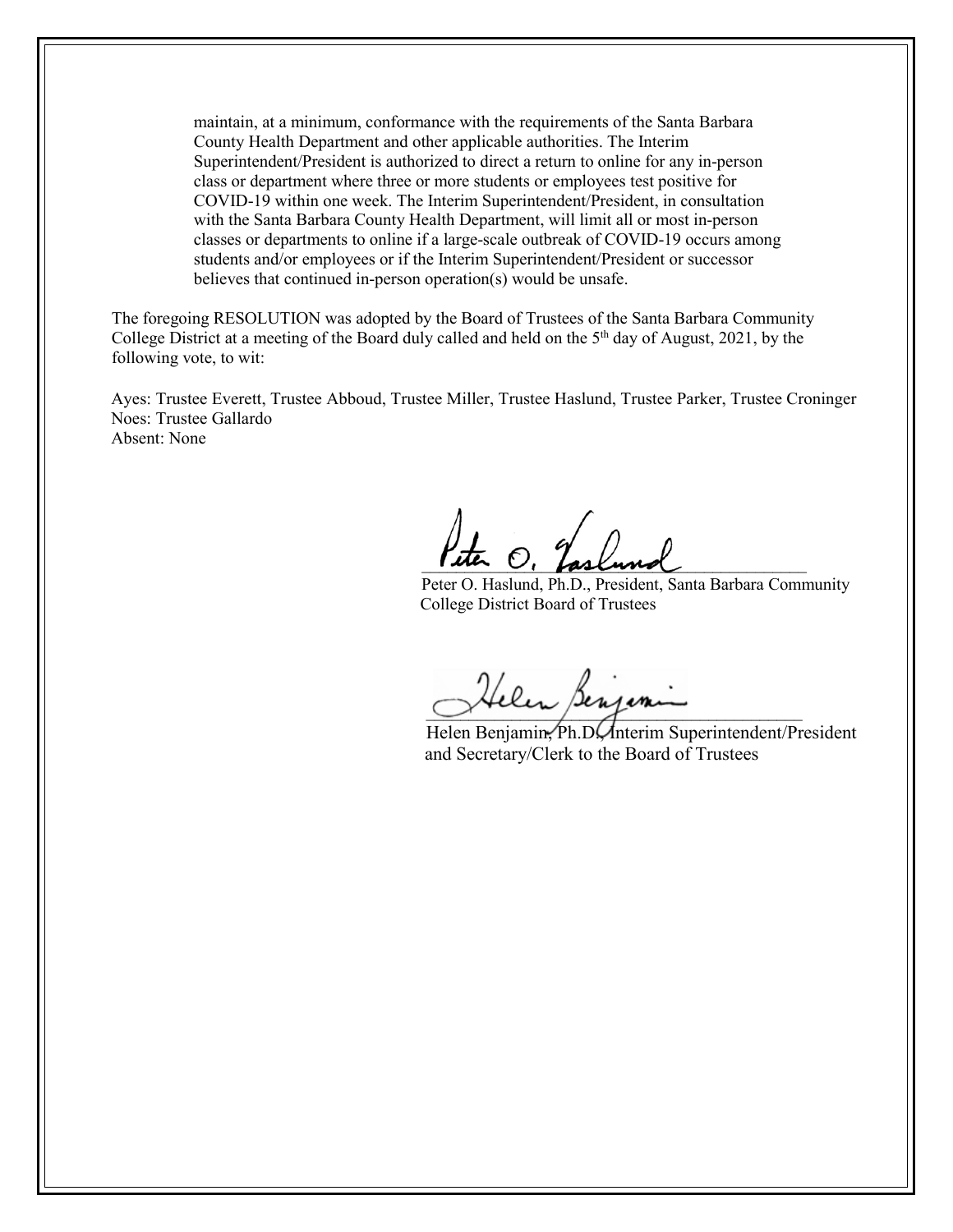maintain, at a minimum, conformance with the requirements of the Santa Barbara County Health Department and other applicable authorities. The Interim Superintendent/President is authorized to direct a return to online for any in-person class or department where three or more students or employees test positive for COVID-19 within one week. The Interim Superintendent/President, in consultation with the Santa Barbara County Health Department, will limit all or most in-person classes or departments to online if a large-scale outbreak of COVID-19 occurs among students and/or employees or if the Interim Superintendent/President or successor believes that continued in-person operation(s) would be unsafe.

The foregoing RESOLUTION was adopted by the Board of Trustees of the Santa Barbara Community College District at a meeting of the Board duly called and held on the 5th day of August, 2021, by the following vote, to wit:

Ayes: Trustee Everett, Trustee Abboud, Trustee Miller, Trustee Haslund, Trustee Parker, Trustee Croninger
Noes: Trustee Gallardo
Absent: None

Peter O. Haslund, Ph.D., President, Santa Barbara Community College District Board of Trustees

Helen Benjamin, Ph.D., Interim Superintendent/President and Secretary/Clerk to the Board of Trustees